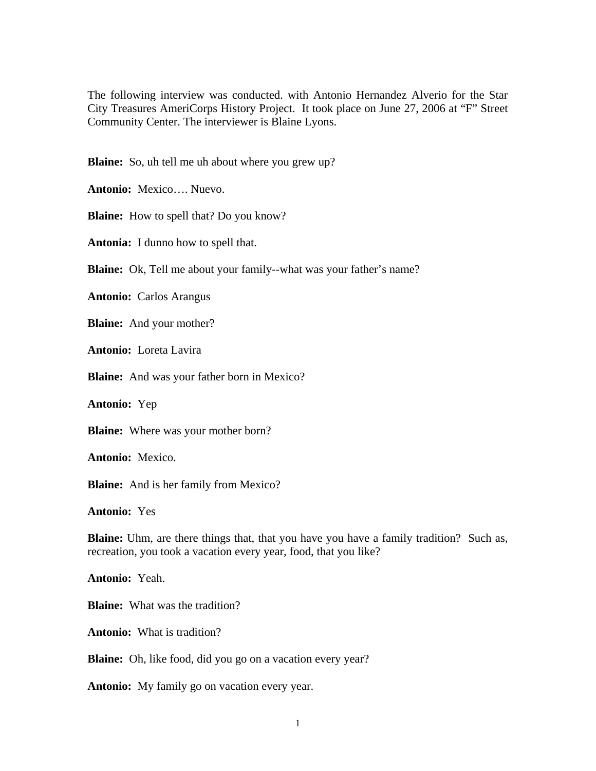The following interview was conducted. with Antonio Hernandez Alverio for the Star City Treasures AmeriCorps History Project. It took place on June 27, 2006 at "F" Street Community Center. The interviewer is Blaine Lyons.

**Blaine:** So, uh tell me uh about where you grew up?

**Antonio:** Mexico…. Nuevo.

**Blaine:** How to spell that? Do you know?

**Antonia:** I dunno how to spell that.

**Blaine:** Ok, Tell me about your family--what was your father's name?

**Antonio:** Carlos Arangus

**Blaine:** And your mother?

**Antonio:** Loreta Lavira

**Blaine:** And was your father born in Mexico?

**Antonio:** Yep

**Blaine:** Where was your mother born?

**Antonio:** Mexico.

**Blaine:** And is her family from Mexico?

**Antonio:** Yes

**Blaine:** Uhm, are there things that, that you have you have a family tradition? Such as, recreation, you took a vacation every year, food, that you like?

**Antonio:** Yeah.

**Blaine:** What was the tradition?

**Antonio:** What is tradition?

**Blaine:** Oh, like food, did you go on a vacation every year?

**Antonio:** My family go on vacation every year.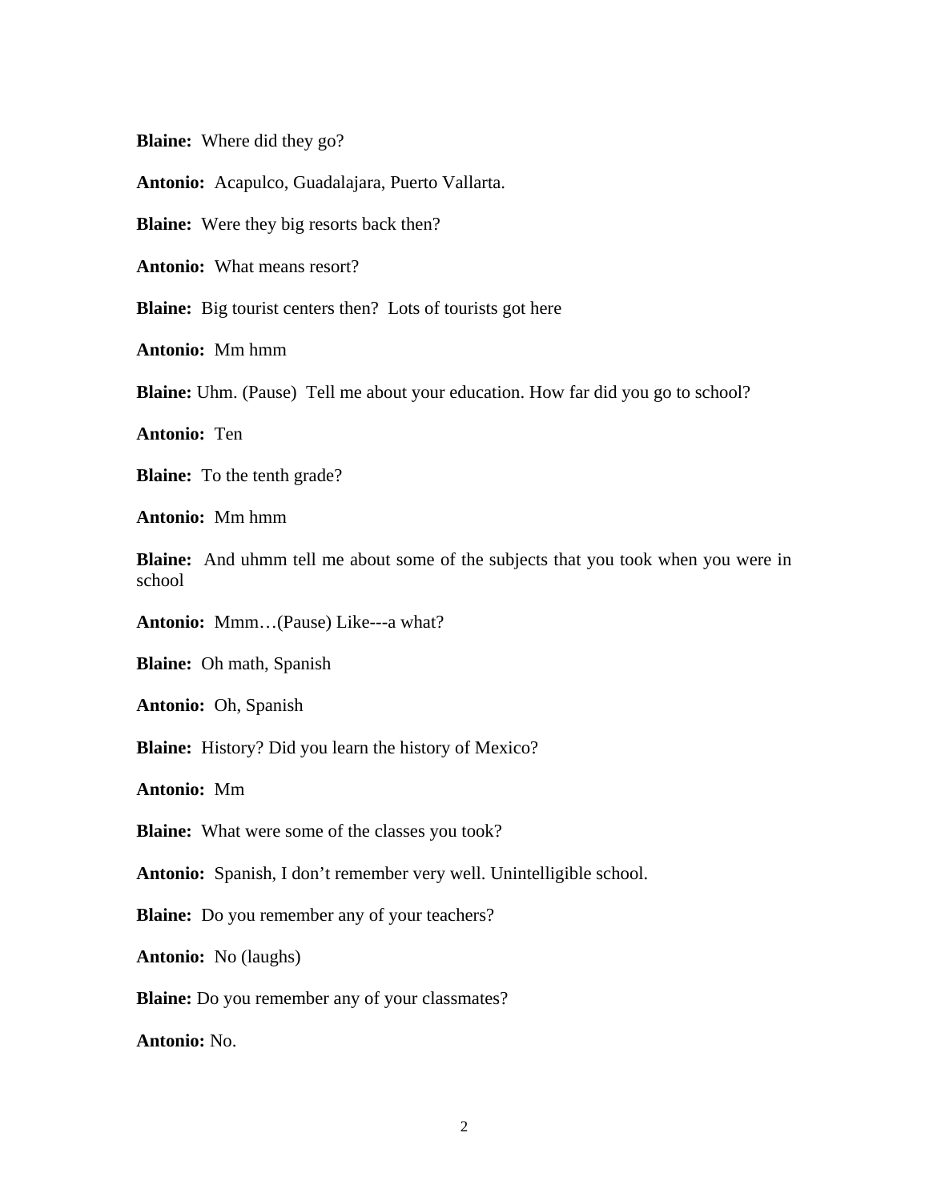**Blaine:** Where did they go?

**Antonio:** Acapulco, Guadalajara, Puerto Vallarta.

**Blaine:** Were they big resorts back then?

**Antonio:** What means resort?

**Blaine:** Big tourist centers then? Lots of tourists got here

**Antonio:** Mm hmm

**Blaine:** Uhm. (Pause) Tell me about your education. How far did you go to school?

**Antonio:** Ten

**Blaine:** To the tenth grade?

**Antonio:** Mm hmm

**Blaine:** And uhmm tell me about some of the subjects that you took when you were in school

**Antonio:** Mmm…(Pause) Like---a what?

**Blaine:** Oh math, Spanish

**Antonio:** Oh, Spanish

**Blaine:** History? Did you learn the history of Mexico?

**Antonio:** Mm

**Blaine:** What were some of the classes you took?

**Antonio:** Spanish, I don't remember very well. Unintelligible school.

**Blaine:** Do you remember any of your teachers?

**Antonio:** No (laughs)

**Blaine:** Do you remember any of your classmates?

**Antonio:** No.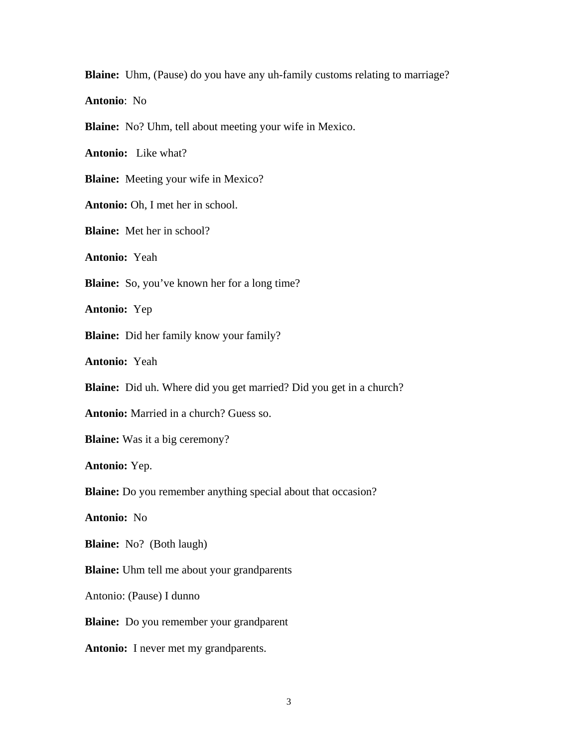**Blaine:** Uhm, (Pause) do you have any uh-family customs relating to marriage?

**Antonio**: No

**Blaine:** No? Uhm, tell about meeting your wife in Mexico.

**Antonio:** Like what?

**Blaine:** Meeting your wife in Mexico?

**Antonio:** Oh, I met her in school.

**Blaine:** Met her in school?

**Antonio:** Yeah

**Blaine:** So, you've known her for a long time?

**Antonio:** Yep

**Blaine:** Did her family know your family?

**Antonio:** Yeah

**Blaine:** Did uh. Where did you get married? Did you get in a church?

**Antonio:** Married in a church? Guess so.

**Blaine:** Was it a big ceremony?

**Antonio:** Yep.

**Blaine:** Do you remember anything special about that occasion?

**Antonio:** No

**Blaine:** No? (Both laugh)

**Blaine:** Uhm tell me about your grandparents

Antonio: (Pause) I dunno

**Blaine:** Do you remember your grandparent

**Antonio:** I never met my grandparents.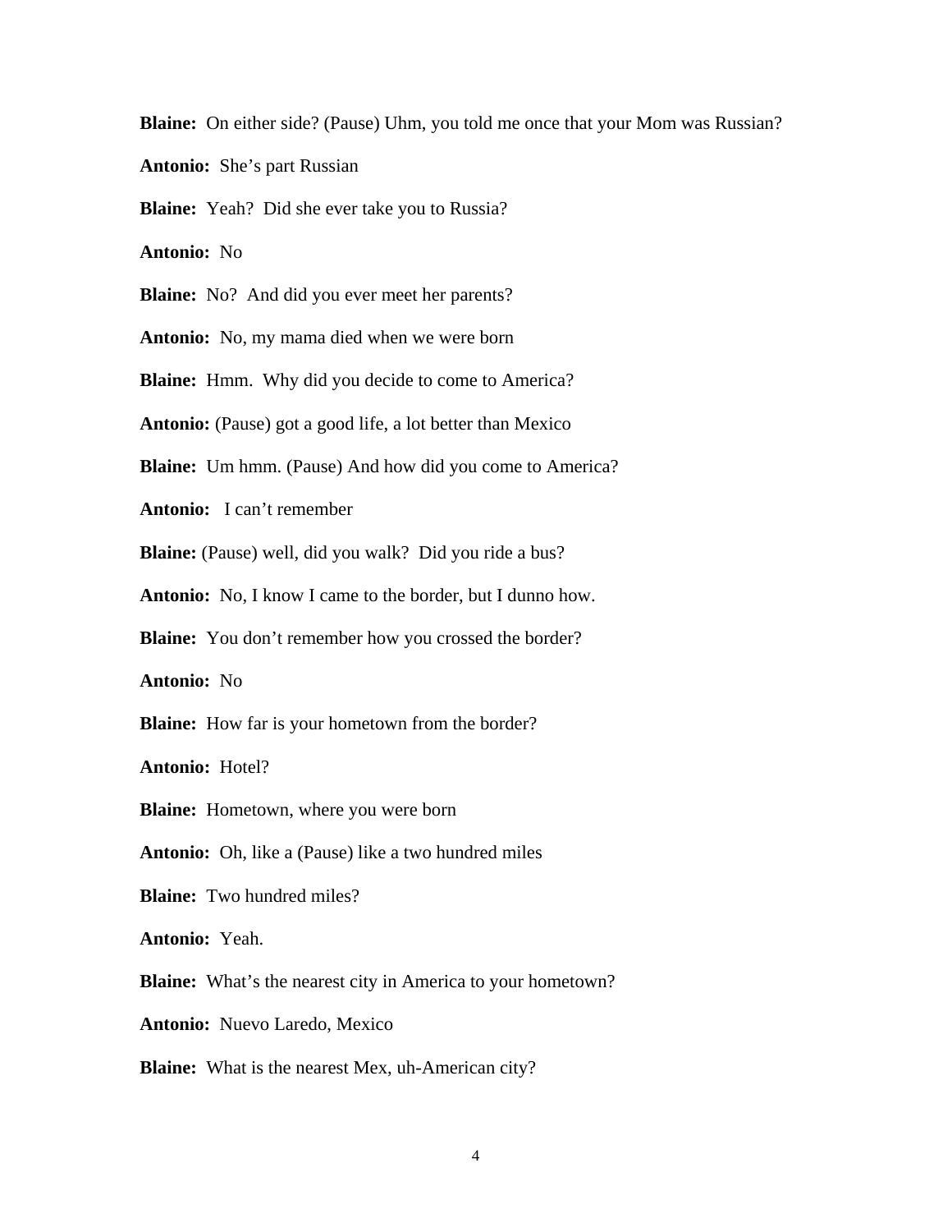**Blaine:** On either side? (Pause) Uhm, you told me once that your Mom was Russian?

**Antonio:** She's part Russian

**Blaine:** Yeah? Did she ever take you to Russia?

**Antonio:** No

**Blaine:** No? And did you ever meet her parents?

**Antonio:** No, my mama died when we were born

**Blaine:** Hmm. Why did you decide to come to America?

**Antonio:** (Pause) got a good life, a lot better than Mexico

**Blaine:** Um hmm. (Pause) And how did you come to America?

**Antonio:** I can't remember

**Blaine:** (Pause) well, did you walk? Did you ride a bus?

**Antonio:** No, I know I came to the border, but I dunno how.

**Blaine:** You don't remember how you crossed the border?

**Antonio:** No

**Blaine:** How far is your hometown from the border?

**Antonio:** Hotel?

**Blaine:** Hometown, where you were born

**Antonio:** Oh, like a (Pause) like a two hundred miles

**Blaine:** Two hundred miles?

**Antonio:** Yeah.

**Blaine:** What's the nearest city in America to your hometown?

**Antonio:** Nuevo Laredo, Mexico

**Blaine:** What is the nearest Mex, uh-American city?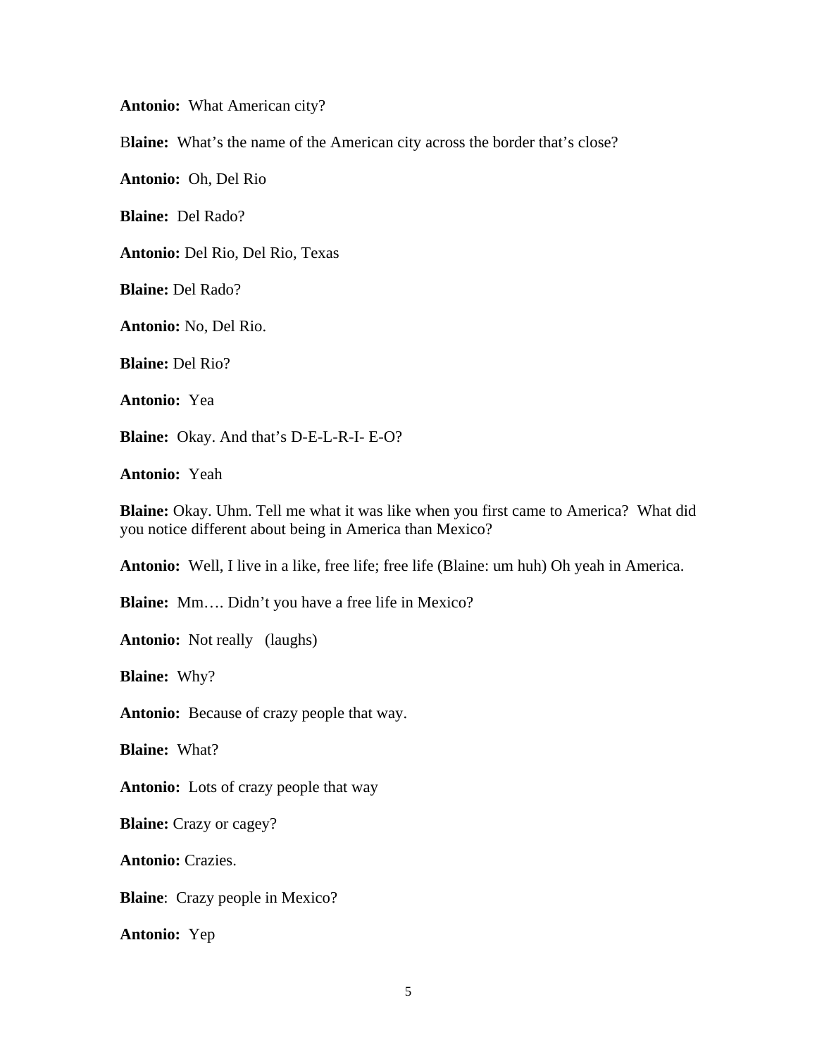**Antonio:** What American city?

**Blaine:** What's the name of the American city across the border that's close?

**Antonio:** Oh, Del Rio

**Blaine:** Del Rado?

**Antonio:** Del Rio, Del Rio, Texas

**Blaine:** Del Rado?

**Antonio:** No, Del Rio.

**Blaine:** Del Rio?

**Antonio:** Yea

**Blaine:** Okay. And that's D-E-L-R-I- E-O?

**Antonio:** Yeah

**Blaine:** Okay. Uhm. Tell me what it was like when you first came to America? What did you notice different about being in America than Mexico?

**Antonio:** Well, I live in a like, free life; free life (Blaine: um huh) Oh yeah in America.

**Blaine:** Mm…. Didn't you have a free life in Mexico?

**Antonio:** Not really (laughs)

**Blaine:** Why?

**Antonio:** Because of crazy people that way.

**Blaine:** What?

**Antonio:** Lots of crazy people that way

**Blaine:** Crazy or cagey?

**Antonio:** Crazies.

**Blaine**: Crazy people in Mexico?

**Antonio:** Yep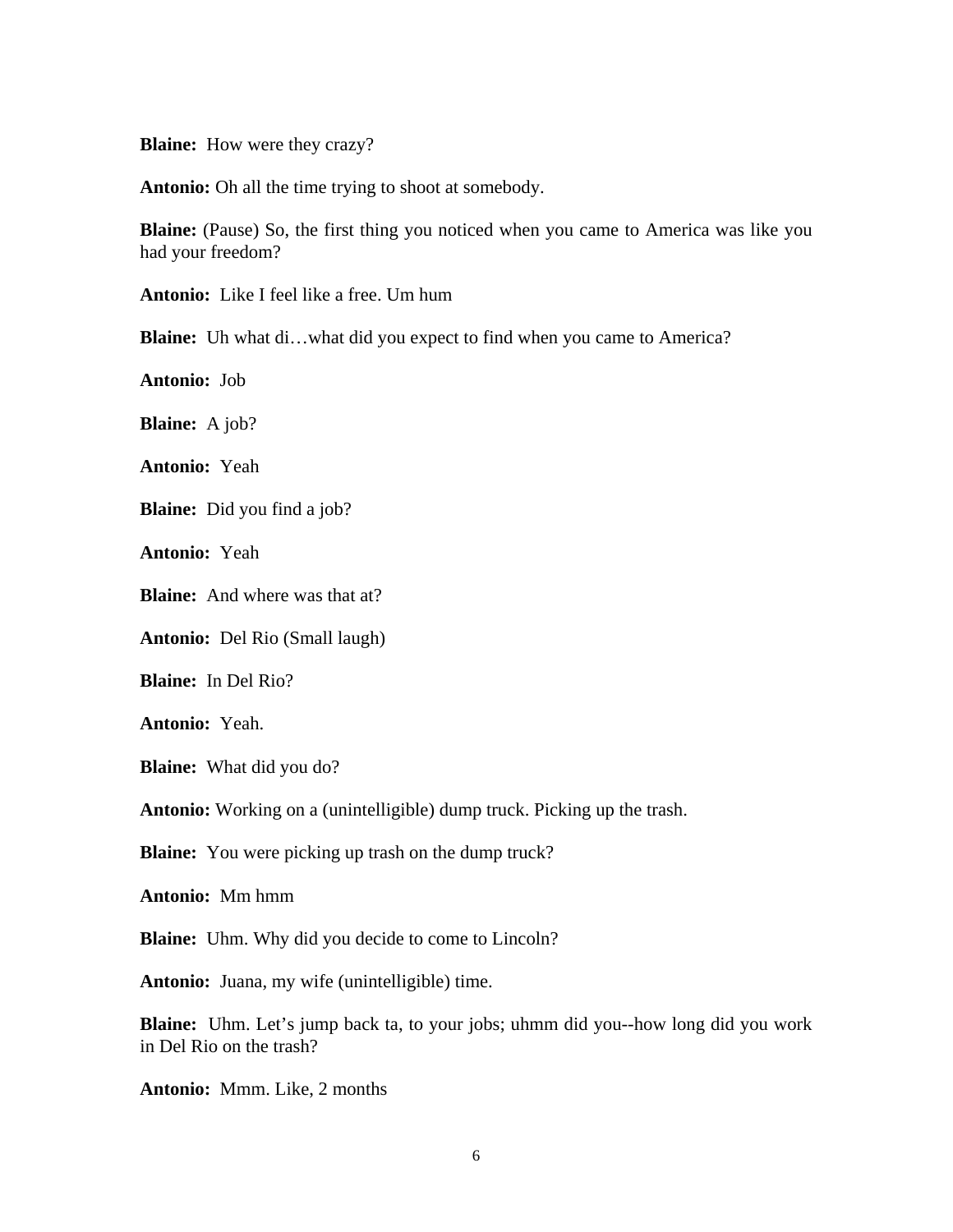**Blaine:** How were they crazy?

**Antonio:** Oh all the time trying to shoot at somebody.

**Blaine:** (Pause) So, the first thing you noticed when you came to America was like you had your freedom?

**Antonio:** Like I feel like a free. Um hum

**Blaine:** Uh what di…what did you expect to find when you came to America?

**Antonio:** Job

**Blaine:** A job?

**Antonio:** Yeah

**Blaine:** Did you find a job?

**Antonio:** Yeah

**Blaine:** And where was that at?

**Antonio:** Del Rio (Small laugh)

**Blaine:** In Del Rio?

**Antonio:** Yeah.

**Blaine:** What did you do?

**Antonio:** Working on a (unintelligible) dump truck. Picking up the trash.

**Blaine:** You were picking up trash on the dump truck?

**Antonio:** Mm hmm

**Blaine:** Uhm. Why did you decide to come to Lincoln?

**Antonio:** Juana, my wife (unintelligible) time.

**Blaine:** Uhm. Let's jump back ta, to your jobs; uhmm did you--how long did you work in Del Rio on the trash?

**Antonio:** Mmm. Like, 2 months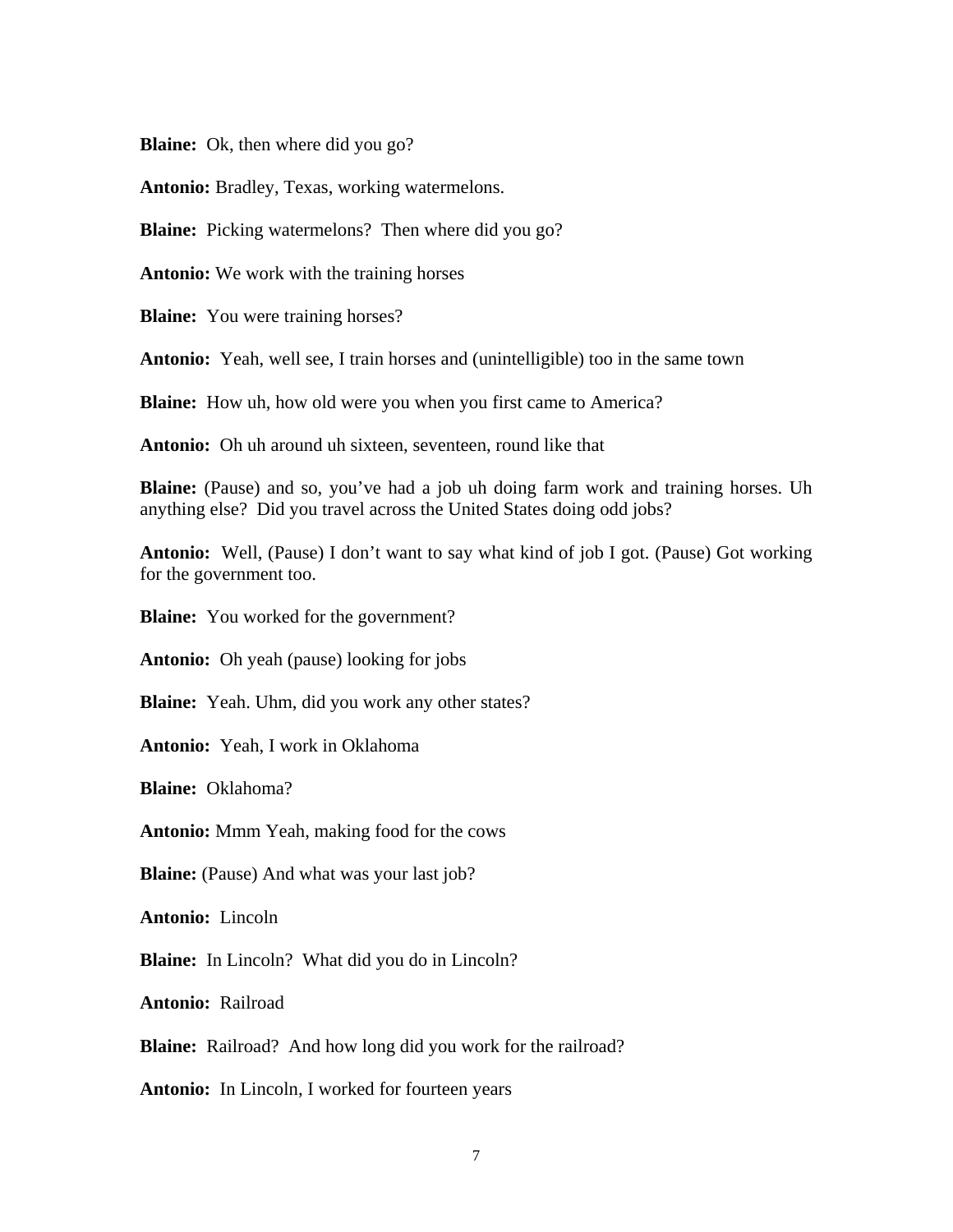**Blaine:** Ok, then where did you go?

**Antonio:** Bradley, Texas, working watermelons.

**Blaine:** Picking watermelons? Then where did you go?

**Antonio:** We work with the training horses

**Blaine:** You were training horses?

**Antonio:** Yeah, well see, I train horses and (unintelligible) too in the same town

**Blaine:** How uh, how old were you when you first came to America?

**Antonio:** Oh uh around uh sixteen, seventeen, round like that

**Blaine:** (Pause) and so, you've had a job uh doing farm work and training horses. Uh anything else? Did you travel across the United States doing odd jobs?

**Antonio:** Well, (Pause) I don't want to say what kind of job I got. (Pause) Got working for the government too.

**Blaine:** You worked for the government?

**Antonio:** Oh yeah (pause) looking for jobs

**Blaine:** Yeah. Uhm, did you work any other states?

**Antonio:** Yeah, I work in Oklahoma

**Blaine:** Oklahoma?

**Antonio:** Mmm Yeah, making food for the cows

**Blaine:** (Pause) And what was your last job?

**Antonio:** Lincoln

**Blaine:** In Lincoln? What did you do in Lincoln?

**Antonio:** Railroad

**Blaine:** Railroad? And how long did you work for the railroad?

**Antonio:** In Lincoln, I worked for fourteen years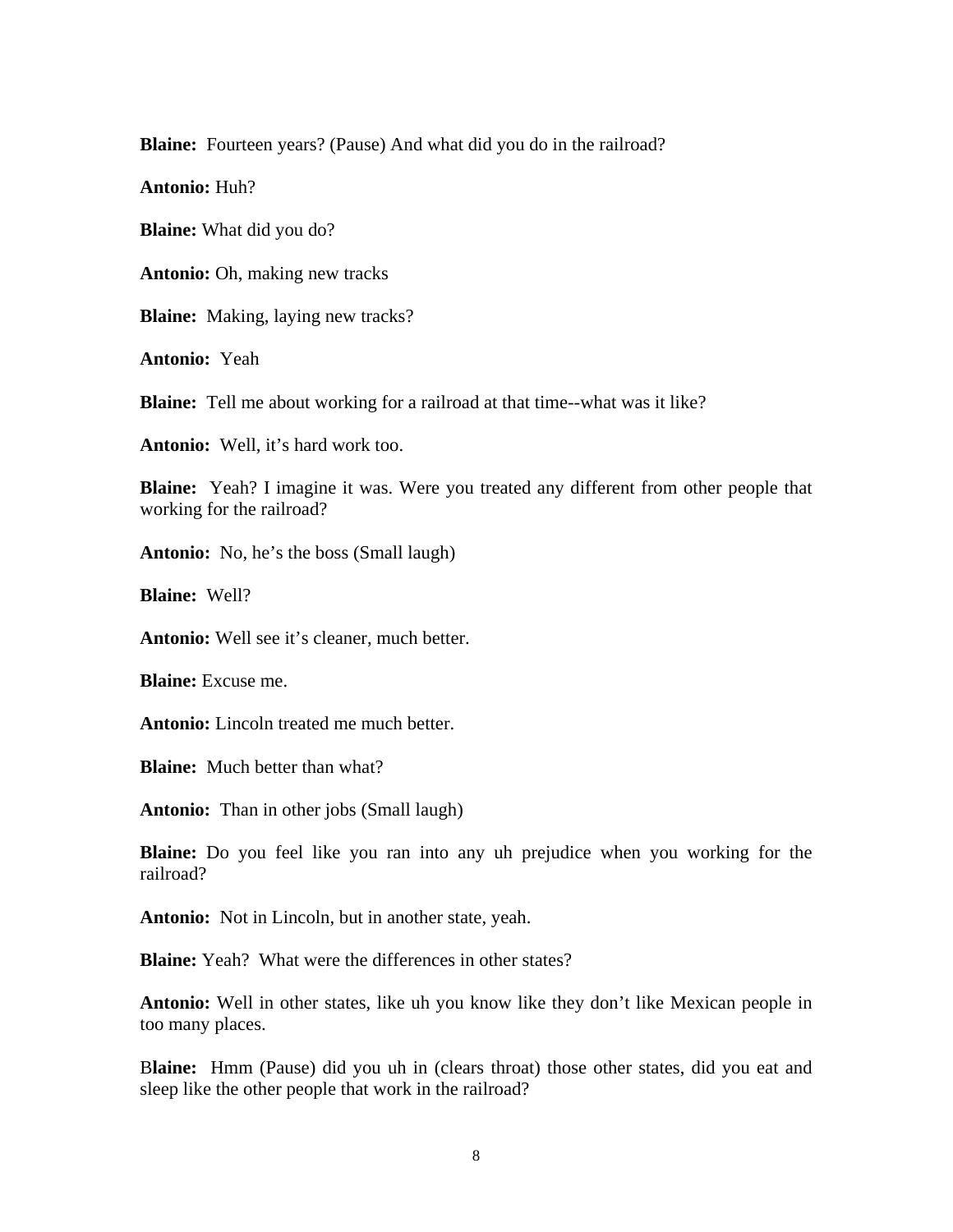**Blaine:** Fourteen years? (Pause) And what did you do in the railroad?

**Antonio:** Huh?

**Blaine:** What did you do?

**Antonio:** Oh, making new tracks

**Blaine:** Making, laying new tracks?

**Antonio:** Yeah

**Blaine:** Tell me about working for a railroad at that time--what was it like?

**Antonio:** Well, it's hard work too.

**Blaine:** Yeah? I imagine it was. Were you treated any different from other people that working for the railroad?

**Antonio:** No, he's the boss (Small laugh)

**Blaine:** Well?

**Antonio:** Well see it's cleaner, much better.

**Blaine:** Excuse me.

**Antonio:** Lincoln treated me much better.

**Blaine:** Much better than what?

**Antonio:** Than in other jobs (Small laugh)

**Blaine:** Do you feel like you ran into any uh prejudice when you working for the railroad?

**Antonio:** Not in Lincoln, but in another state, yeah.

**Blaine:** Yeah? What were the differences in other states?

**Antonio:** Well in other states, like uh you know like they don't like Mexican people in too many places.

**Blaine:** Hmm (Pause) did you uh in (clears throat) those other states, did you eat and sleep like the other people that work in the railroad?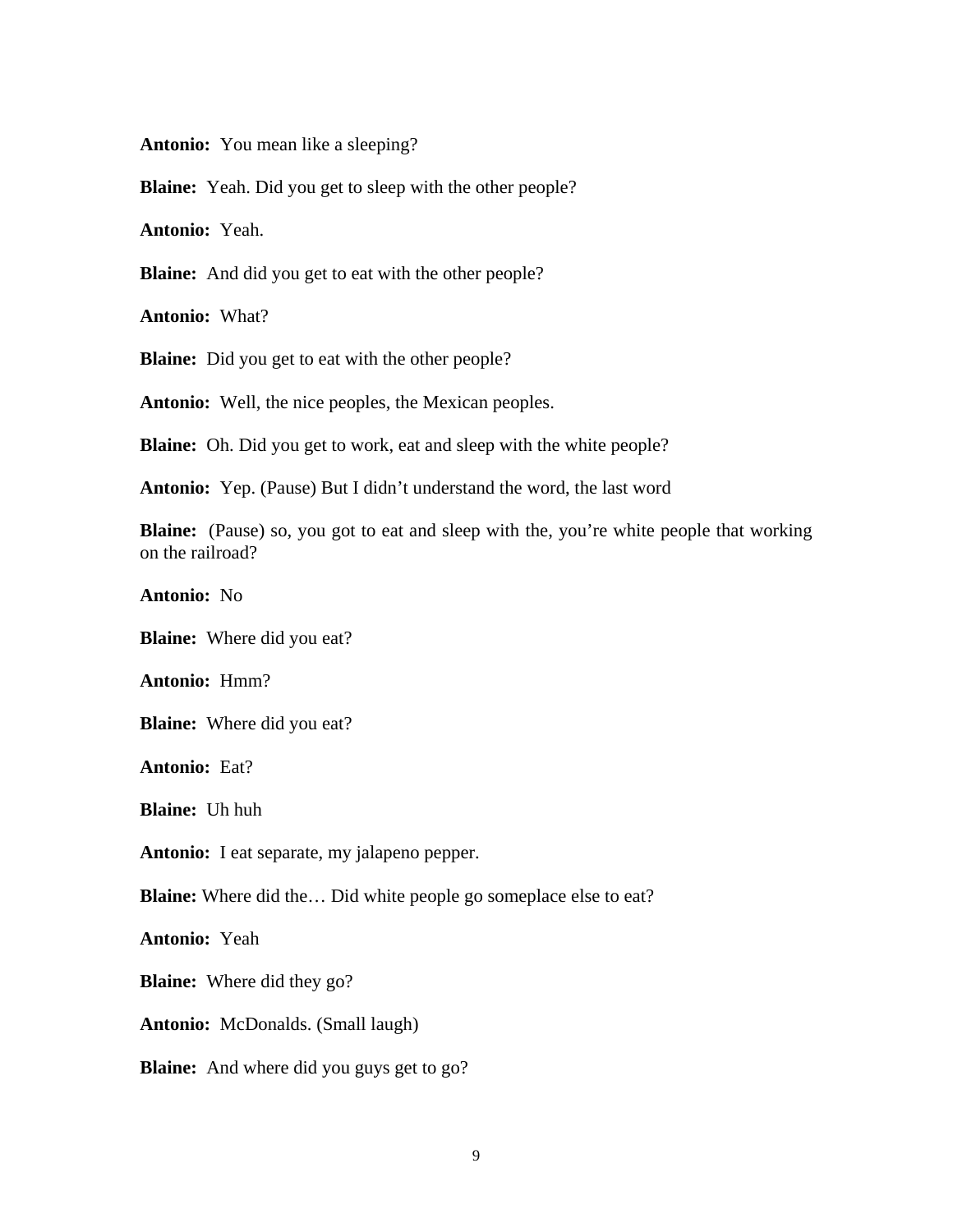**Antonio:** You mean like a sleeping?

**Blaine:** Yeah. Did you get to sleep with the other people?

**Antonio:** Yeah.

**Blaine:** And did you get to eat with the other people?

**Antonio:** What?

**Blaine:** Did you get to eat with the other people?

**Antonio:** Well, the nice peoples, the Mexican peoples.

**Blaine:** Oh. Did you get to work, eat and sleep with the white people?

**Antonio:** Yep. (Pause) But I didn't understand the word, the last word

**Blaine:** (Pause) so, you got to eat and sleep with the, you're white people that working on the railroad?

**Antonio:** No

**Blaine:** Where did you eat?

**Antonio:** Hmm?

**Blaine:** Where did you eat?

**Antonio:** Eat?

**Blaine:** Uh huh

**Antonio:** I eat separate, my jalapeno pepper.

**Blaine:** Where did the… Did white people go someplace else to eat?

**Antonio:** Yeah

**Blaine:** Where did they go?

**Antonio:** McDonalds. (Small laugh)

**Blaine:** And where did you guys get to go?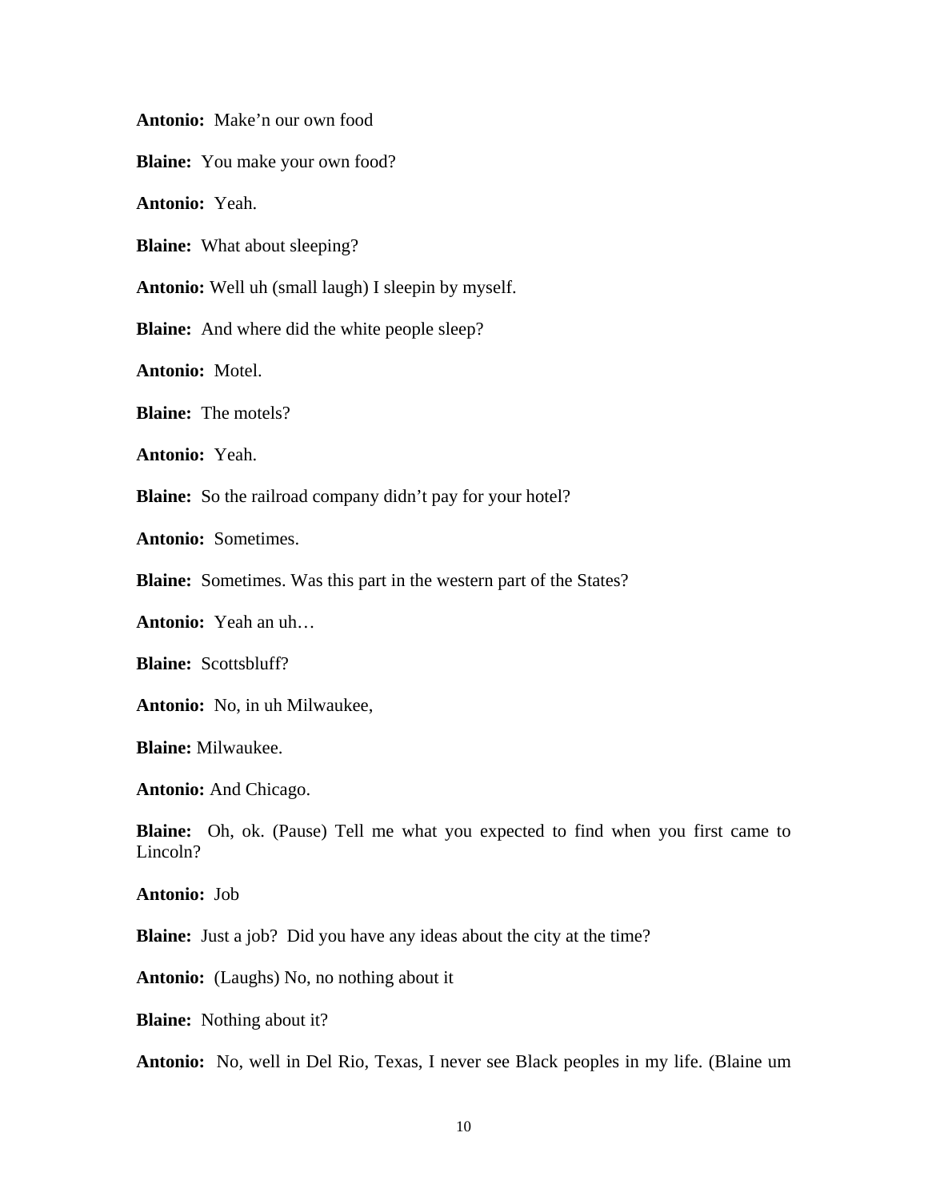**Antonio:** Make'n our own food

**Blaine:** You make your own food?

**Antonio:** Yeah.

**Blaine:** What about sleeping?

**Antonio:** Well uh (small laugh) I sleepin by myself.

**Blaine:** And where did the white people sleep?

**Antonio:** Motel.

**Blaine:** The motels?

**Antonio:** Yeah.

**Blaine:** So the railroad company didn't pay for your hotel?

**Antonio:** Sometimes.

**Blaine:** Sometimes. Was this part in the western part of the States?

**Antonio:** Yeah an uh…

**Blaine:** Scottsbluff?

**Antonio:** No, in uh Milwaukee,

**Blaine:** Milwaukee.

**Antonio:** And Chicago.

**Blaine:** Oh, ok. (Pause) Tell me what you expected to find when you first came to Lincoln?

**Antonio:** Job

**Blaine:** Just a job? Did you have any ideas about the city at the time?

**Antonio:** (Laughs) No, no nothing about it

**Blaine:** Nothing about it?

**Antonio:** No, well in Del Rio, Texas, I never see Black peoples in my life. (Blaine um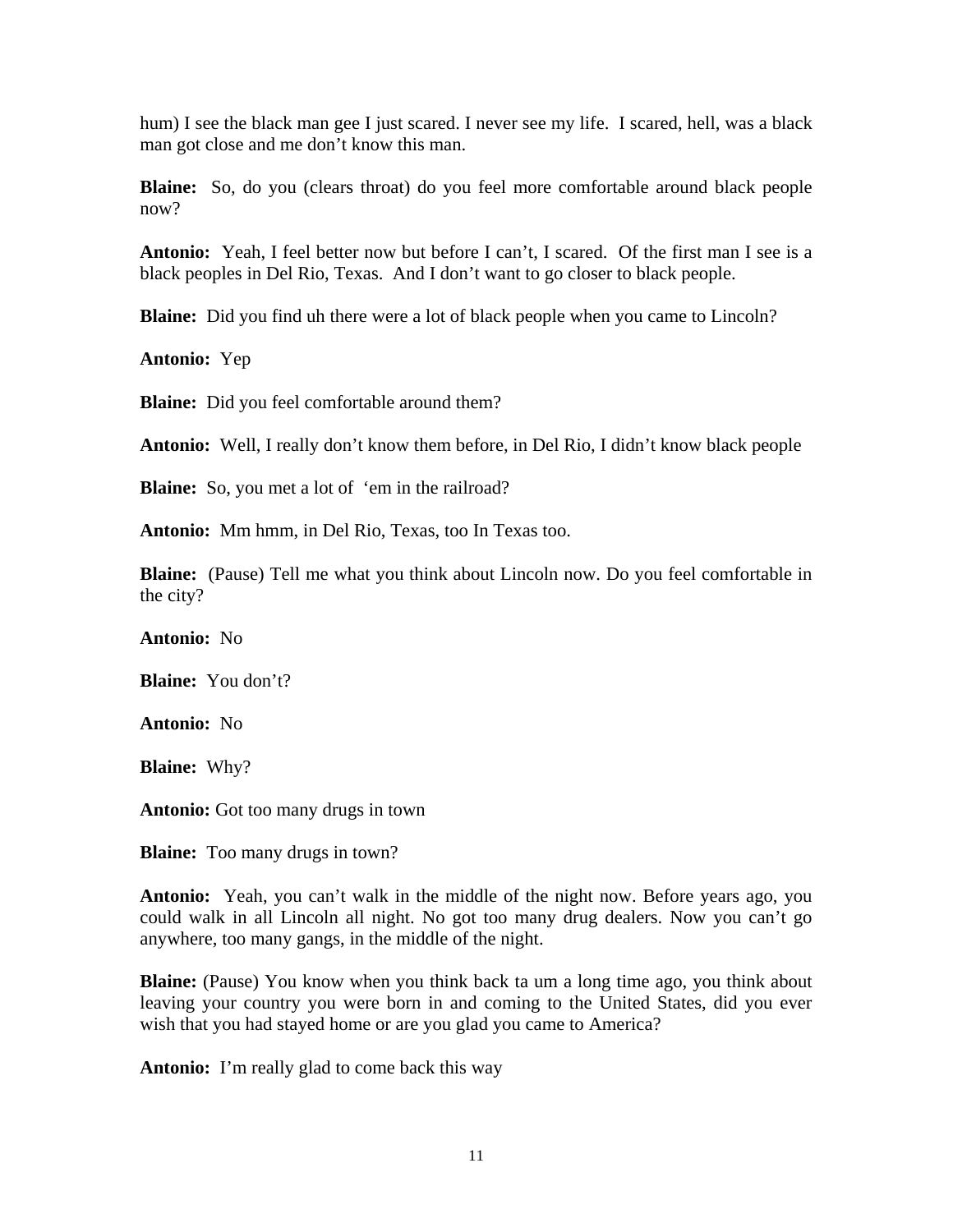hum) I see the black man gee I just scared. I never see my life. I scared, hell, was a black man got close and me don't know this man.

**Blaine:** So, do you (clears throat) do you feel more comfortable around black people now?

**Antonio:** Yeah, I feel better now but before I can't, I scared. Of the first man I see is a black peoples in Del Rio, Texas. And I don't want to go closer to black people.

**Blaine:** Did you find uh there were a lot of black people when you came to Lincoln?

**Antonio:** Yep

**Blaine:** Did you feel comfortable around them?

**Antonio:** Well, I really don't know them before, in Del Rio, I didn't know black people

**Blaine:** So, you met a lot of 'em in the railroad?

**Antonio:** Mm hmm, in Del Rio, Texas, too In Texas too.

**Blaine:** (Pause) Tell me what you think about Lincoln now. Do you feel comfortable in the city?

**Antonio:** No

**Blaine:** You don't?

**Antonio:** No

**Blaine:** Why?

**Antonio:** Got too many drugs in town

**Blaine:** Too many drugs in town?

**Antonio:** Yeah, you can't walk in the middle of the night now. Before years ago, you could walk in all Lincoln all night. No got too many drug dealers. Now you can't go anywhere, too many gangs, in the middle of the night.

**Blaine:** (Pause) You know when you think back ta um a long time ago, you think about leaving your country you were born in and coming to the United States, did you ever wish that you had stayed home or are you glad you came to America?

**Antonio:** I'm really glad to come back this way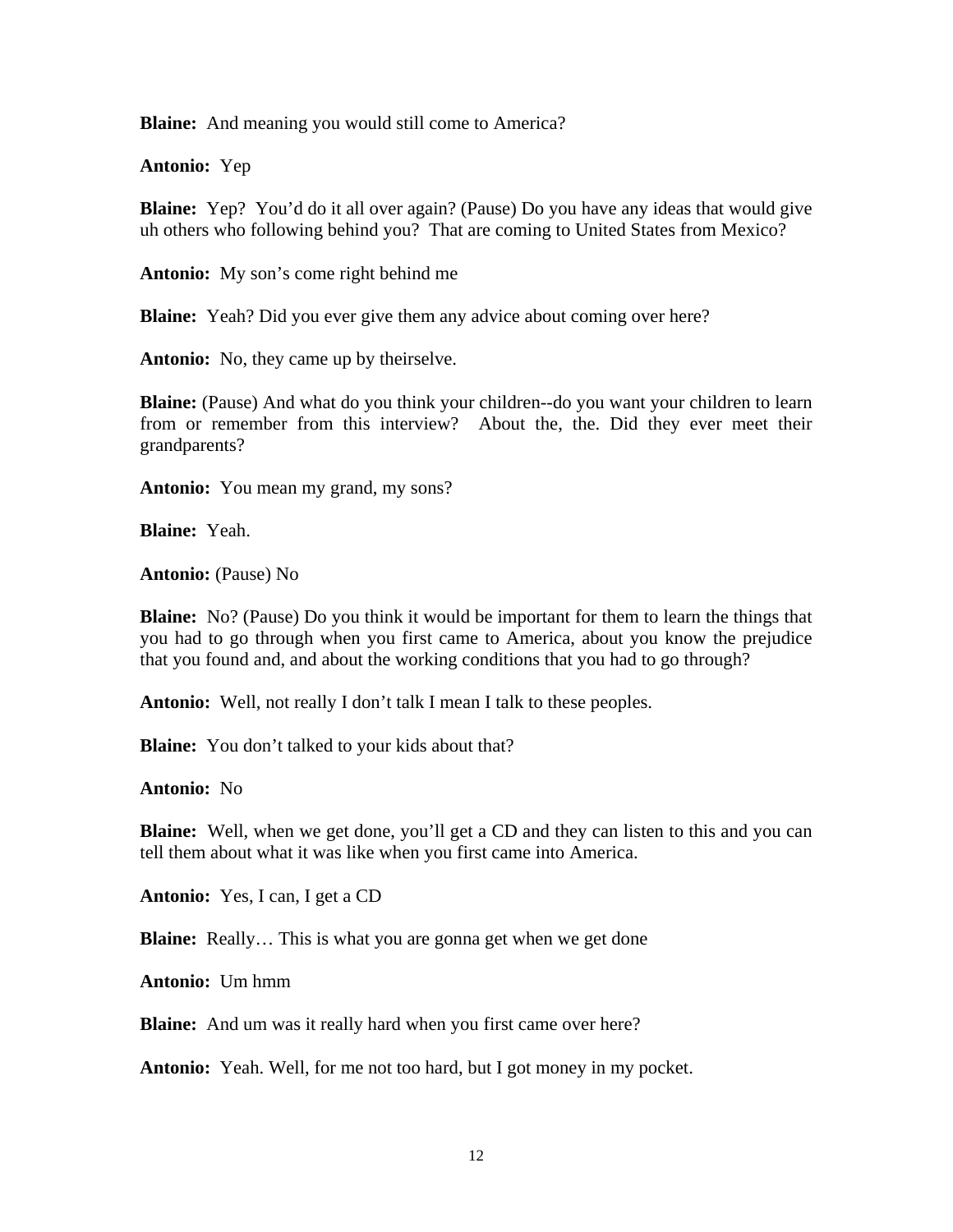**Blaine:** And meaning you would still come to America?

**Antonio:** Yep

**Blaine:** Yep? You'd do it all over again? (Pause) Do you have any ideas that would give uh others who following behind you? That are coming to United States from Mexico?

**Antonio:** My son's come right behind me

**Blaine:** Yeah? Did you ever give them any advice about coming over here?

**Antonio:** No, they came up by theirselve.

**Blaine:** (Pause) And what do you think your children--do you want your children to learn from or remember from this interview? About the, the. Did they ever meet their grandparents?

**Antonio:** You mean my grand, my sons?

**Blaine:** Yeah.

**Antonio:** (Pause) No

**Blaine:** No? (Pause) Do you think it would be important for them to learn the things that you had to go through when you first came to America, about you know the prejudice that you found and, and about the working conditions that you had to go through?

**Antonio:** Well, not really I don't talk I mean I talk to these peoples.

**Blaine:** You don't talked to your kids about that?

**Antonio:** No

**Blaine:** Well, when we get done, you'll get a CD and they can listen to this and you can tell them about what it was like when you first came into America.

**Antonio:** Yes, I can, I get a CD

**Blaine:** Really… This is what you are gonna get when we get done

**Antonio:** Um hmm

**Blaine:** And um was it really hard when you first came over here?

**Antonio:** Yeah. Well, for me not too hard, but I got money in my pocket.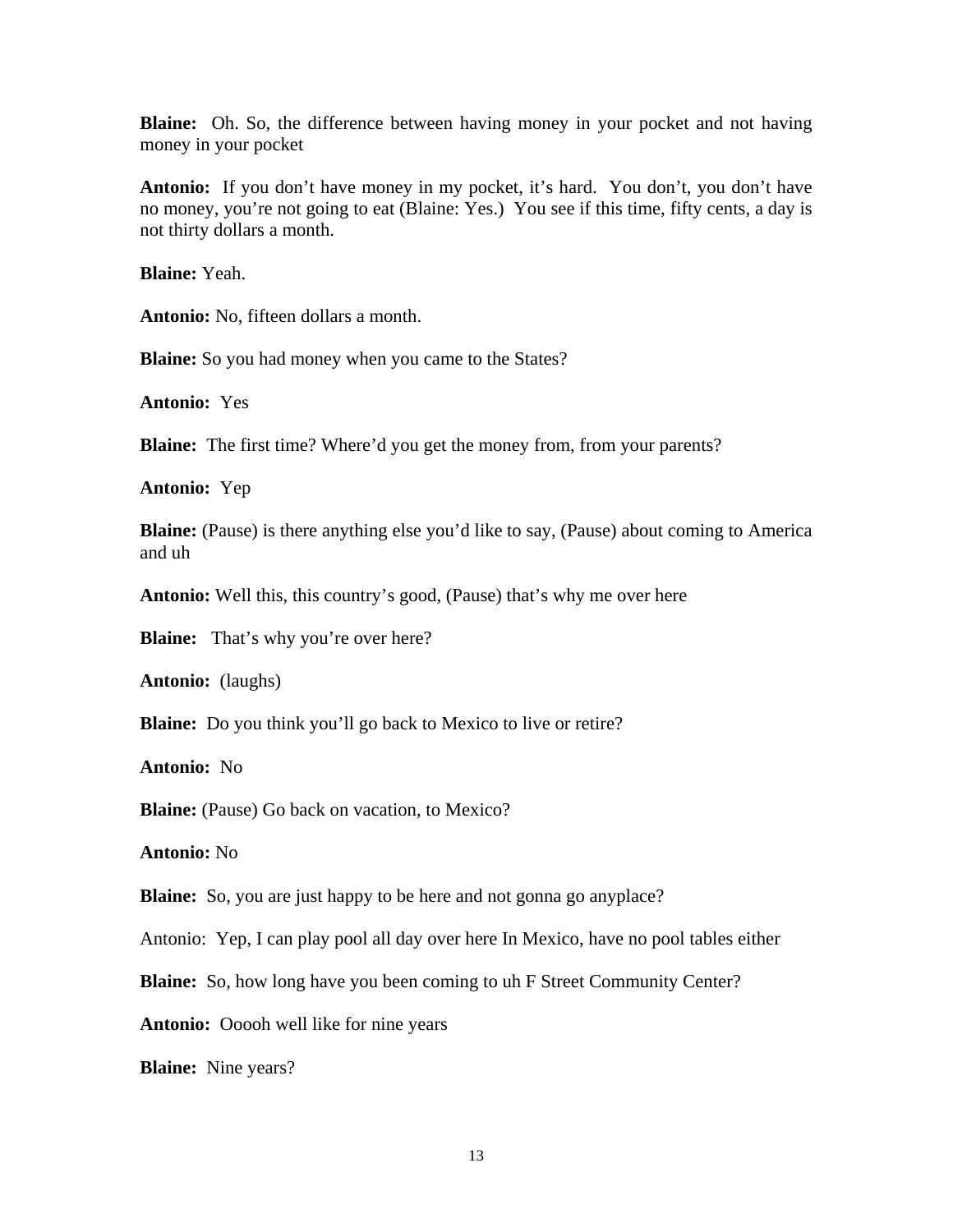**Blaine:** Oh. So, the difference between having money in your pocket and not having money in your pocket

**Antonio:** If you don't have money in my pocket, it's hard. You don't, you don't have no money, you're not going to eat (Blaine: Yes.) You see if this time, fifty cents, a day is not thirty dollars a month.

**Blaine:** Yeah.

**Antonio:** No, fifteen dollars a month.

**Blaine:** So you had money when you came to the States?

**Antonio:** Yes

**Blaine:** The first time? Where'd you get the money from, from your parents?

**Antonio:** Yep

**Blaine:** (Pause) is there anything else you'd like to say, (Pause) about coming to America and uh

**Antonio:** Well this, this country's good, (Pause) that's why me over here

**Blaine:** That's why you're over here?

**Antonio:** (laughs)

**Blaine:** Do you think you'll go back to Mexico to live or retire?

**Antonio:** No

**Blaine:** (Pause) Go back on vacation, to Mexico?

**Antonio:** No

**Blaine:** So, you are just happy to be here and not gonna go anyplace?

Antonio: Yep, I can play pool all day over here In Mexico, have no pool tables either

**Blaine:** So, how long have you been coming to uh F Street Community Center?

**Antonio:** Ooooh well like for nine years

**Blaine:** Nine years?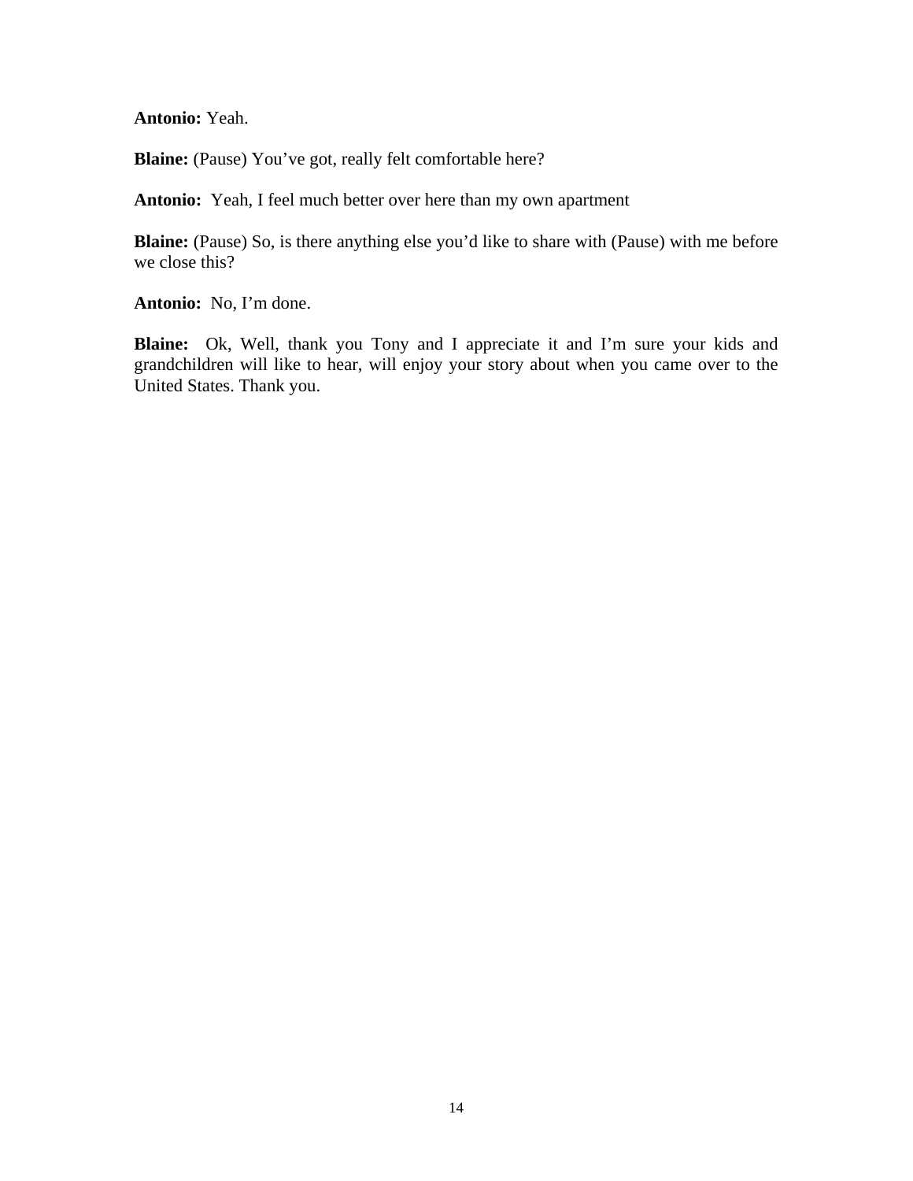**Antonio:** Yeah.

**Blaine:** (Pause) You've got, really felt comfortable here?

**Antonio:** Yeah, I feel much better over here than my own apartment

**Blaine:** (Pause) So, is there anything else you'd like to share with (Pause) with me before we close this?

**Antonio:** No, I'm done.

**Blaine:** Ok, Well, thank you Tony and I appreciate it and I'm sure your kids and grandchildren will like to hear, will enjoy your story about when you came over to the United States. Thank you.